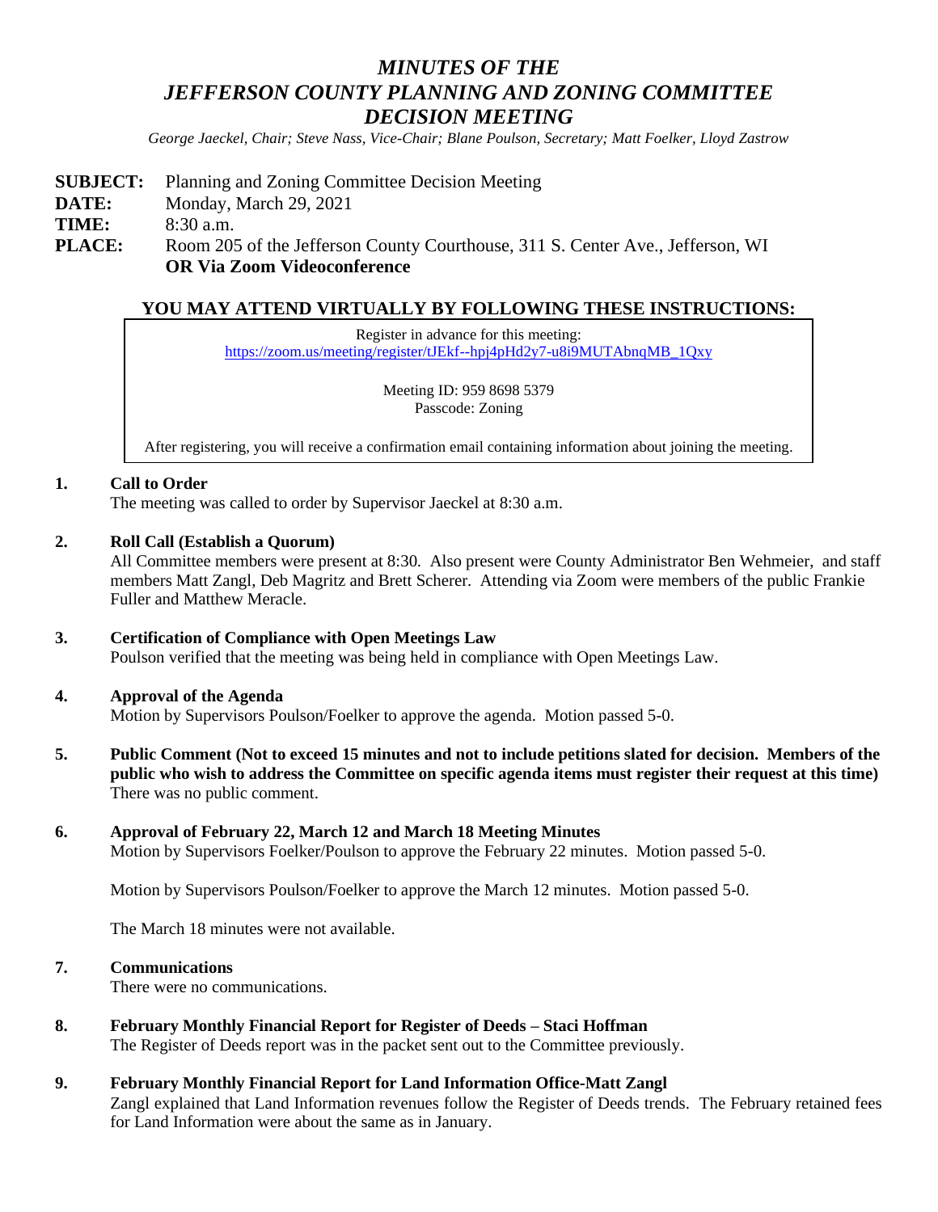# *MINUTES OF THE JEFFERSON COUNTY PLANNING AND ZONING COMMITTEE DECISION MEETING*

*George Jaeckel, Chair; Steve Nass, Vice-Chair; Blane Poulson, Secretary; Matt Foelker, Lloyd Zastrow*

**SUBJECT:** Planning and Zoning Committee Decision Meeting
**DATE:** Monday, March 29, 2021
**TIME:** 8:30 a.m.
**PLACE:** Room 205 of the Jefferson County Courthouse, 311 S. Center Ave., Jefferson, WI
**OR Via Zoom Videoconference**

## YOU MAY ATTEND VIRTUALLY BY FOLLOWING THESE INSTRUCTIONS:

Register in advance for this meeting:
https://zoom.us/meeting/register/tJEkf--hpj4pHd2y7-u8i9MUTAbnqMB_1Qxy

Meeting ID: 959 8698 5379
Passcode: Zoning

After registering, you will receive a confirmation email containing information about joining the meeting.

**1. Call to Order**

The meeting was called to order by Supervisor Jaeckel at 8:30 a.m.

**2. Roll Call (Establish a Quorum)**

All Committee members were present at 8:30. Also present were County Administrator Ben Wehmeier, and staff members Matt Zangl, Deb Magritz and Brett Scherer. Attending via Zoom were members of the public Frankie Fuller and Matthew Meracle.

**3. Certification of Compliance with Open Meetings Law**

Poulson verified that the meeting was being held in compliance with Open Meetings Law.

**4. Approval of the Agenda**

Motion by Supervisors Poulson/Foelker to approve the agenda. Motion passed 5-0.

**5. Public Comment (Not to exceed 15 minutes and not to include petitions slated for decision. Members of the public who wish to address the Committee on specific agenda items must register their request at this time)**

There was no public comment.

**6. Approval of February 22, March 12 and March 18 Meeting Minutes**

Motion by Supervisors Foelker/Poulson to approve the February 22 minutes. Motion passed 5-0.

Motion by Supervisors Poulson/Foelker to approve the March 12 minutes. Motion passed 5-0.

The March 18 minutes were not available.

**7. Communications**

There were no communications.

**8. February Monthly Financial Report for Register of Deeds – Staci Hoffman**

The Register of Deeds report was in the packet sent out to the Committee previously.

**9. February Monthly Financial Report for Land Information Office-Matt Zangl**

Zangl explained that Land Information revenues follow the Register of Deeds trends. The February retained fees for Land Information were about the same as in January.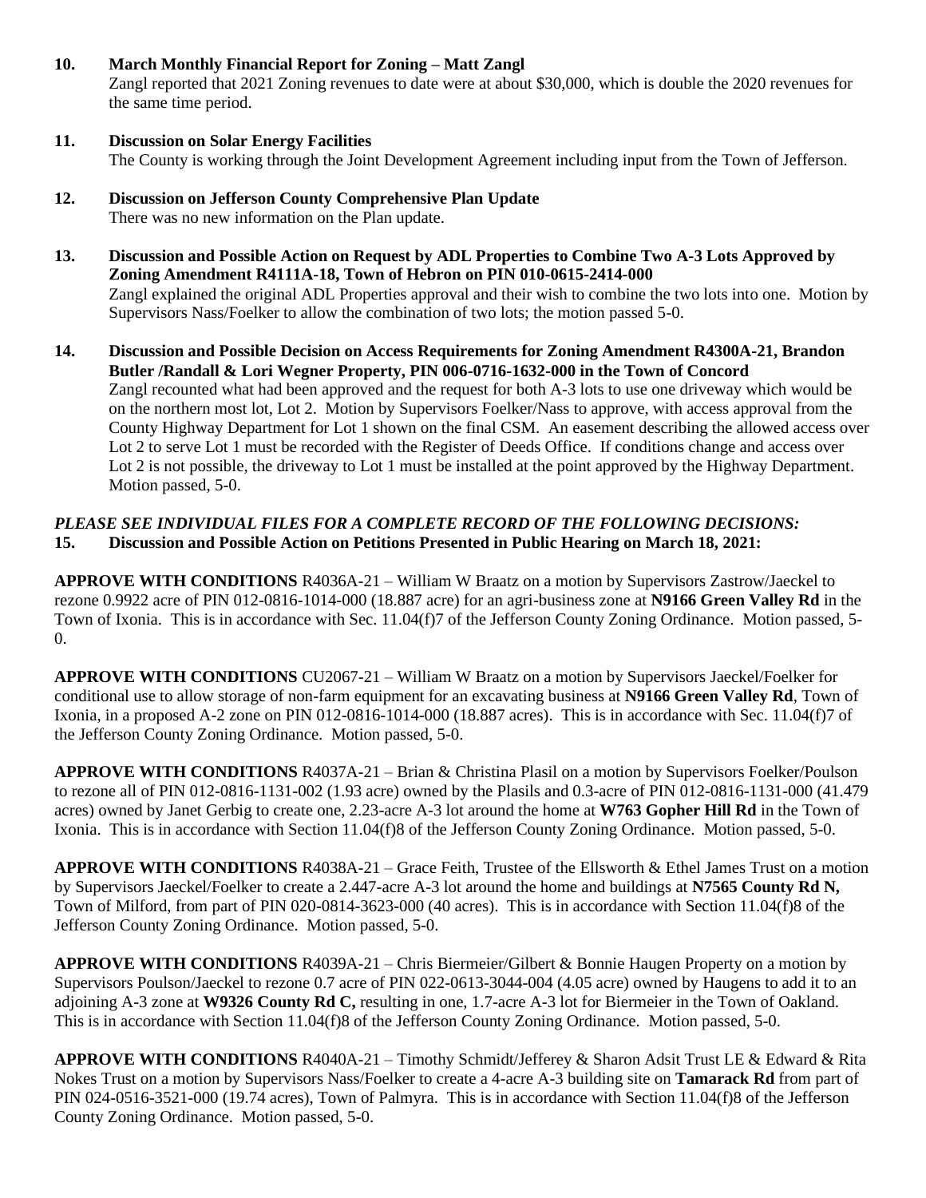**10. March Monthly Financial Report for Zoning – Matt Zangl**

Zangl reported that 2021 Zoning revenues to date were at about $30,000, which is double the 2020 revenues for the same time period.

**11. Discussion on Solar Energy Facilities**

The County is working through the Joint Development Agreement including input from the Town of Jefferson.

**12. Discussion on Jefferson County Comprehensive Plan Update**

There was no new information on the Plan update.

**13. Discussion and Possible Action on Request by ADL Properties to Combine Two A-3 Lots Approved by Zoning Amendment R4111A-18, Town of Hebron on PIN 010-0615-2414-000**

Zangl explained the original ADL Properties approval and their wish to combine the two lots into one. Motion by Supervisors Nass/Foelker to allow the combination of two lots; the motion passed 5-0.

**14. Discussion and Possible Decision on Access Requirements for Zoning Amendment R4300A-21, Brandon Butler /Randall & Lori Wegner Property, PIN 006-0716-1632-000 in the Town of Concord**

Zangl recounted what had been approved and the request for both A-3 lots to use one driveway which would be on the northern most lot, Lot 2. Motion by Supervisors Foelker/Nass to approve, with access approval from the County Highway Department for Lot 1 shown on the final CSM. An easement describing the allowed access over Lot 2 to serve Lot 1 must be recorded with the Register of Deeds Office. If conditions change and access over Lot 2 is not possible, the driveway to Lot 1 must be installed at the point approved by the Highway Department. Motion passed, 5-0.

***PLEASE SEE INDIVIDUAL FILES FOR A COMPLETE RECORD OF THE FOLLOWING DECISIONS:***

**15. Discussion and Possible Action on Petitions Presented in Public Hearing on March 18, 2021:**

**APPROVE WITH CONDITIONS** R4036A-21 – William W Braatz on a motion by Supervisors Zastrow/Jaeckel to rezone 0.9922 acre of PIN 012-0816-1014-000 (18.887 acre) for an agri-business zone at **N9166 Green Valley Rd** in the Town of Ixonia. This is in accordance with Sec. 11.04(f)7 of the Jefferson County Zoning Ordinance. Motion passed, 5-0.

**APPROVE WITH CONDITIONS** CU2067-21 – William W Braatz on a motion by Supervisors Jaeckel/Foelker for conditional use to allow storage of non-farm equipment for an excavating business at **N9166 Green Valley Rd**, Town of Ixonia, in a proposed A-2 zone on PIN 012-0816-1014-000 (18.887 acres). This is in accordance with Sec. 11.04(f)7 of the Jefferson County Zoning Ordinance. Motion passed, 5-0.

**APPROVE WITH CONDITIONS** R4037A-21 – Brian & Christina Plasil on a motion by Supervisors Foelker/Poulson to rezone all of PIN 012-0816-1131-002 (1.93 acre) owned by the Plasils and 0.3-acre of PIN 012-0816-1131-000 (41.479 acres) owned by Janet Gerbig to create one, 2.23-acre A-3 lot around the home at **W763 Gopher Hill Rd** in the Town of Ixonia. This is in accordance with Section 11.04(f)8 of the Jefferson County Zoning Ordinance. Motion passed, 5-0.

**APPROVE WITH CONDITIONS** R4038A-21 – Grace Feith, Trustee of the Ellsworth & Ethel James Trust on a motion by Supervisors Jaeckel/Foelker to create a 2.447-acre A-3 lot around the home and buildings at **N7565 County Rd N,** Town of Milford, from part of PIN 020-0814-3623-000 (40 acres). This is in accordance with Section 11.04(f)8 of the Jefferson County Zoning Ordinance. Motion passed, 5-0.

**APPROVE WITH CONDITIONS** R4039A-21 – Chris Biermeier/Gilbert & Bonnie Haugen Property on a motion by Supervisors Poulson/Jaeckel to rezone 0.7 acre of PIN 022-0613-3044-004 (4.05 acre) owned by Haugens to add it to an adjoining A-3 zone at **W9326 County Rd C,** resulting in one, 1.7-acre A-3 lot for Biermeier in the Town of Oakland. This is in accordance with Section 11.04(f)8 of the Jefferson County Zoning Ordinance. Motion passed, 5-0.

**APPROVE WITH CONDITIONS** R4040A-21 – Timothy Schmidt/Jefferey & Sharon Adsit Trust LE & Edward & Rita Nokes Trust on a motion by Supervisors Nass/Foelker to create a 4-acre A-3 building site on **Tamarack Rd** from part of PIN 024-0516-3521-000 (19.74 acres), Town of Palmyra. This is in accordance with Section 11.04(f)8 of the Jefferson County Zoning Ordinance. Motion passed, 5-0.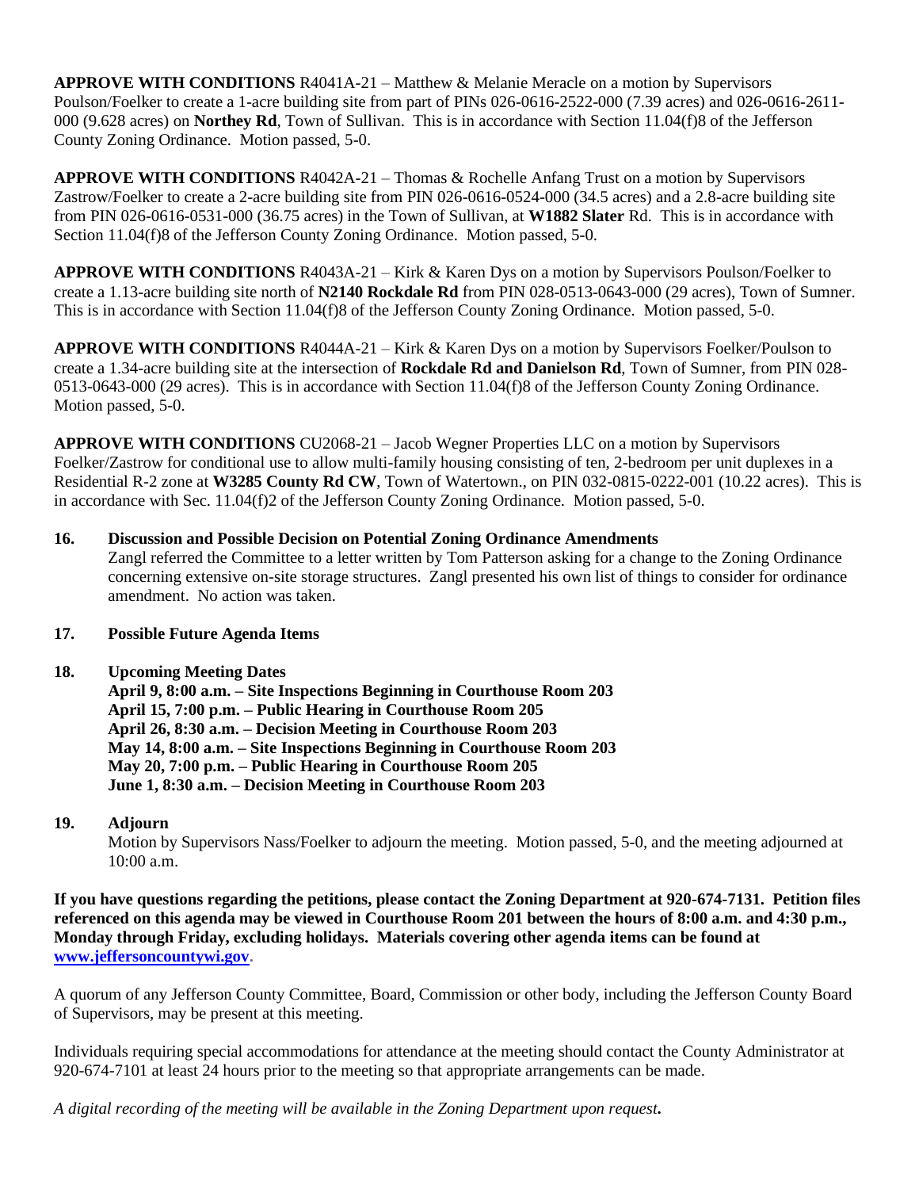**APPROVE WITH CONDITIONS** R4041A-21 – Matthew & Melanie Meracle on a motion by Supervisors Poulson/Foelker to create a 1-acre building site from part of PINs 026-0616-2522-000 (7.39 acres) and 026-0616-2611-000 (9.628 acres) on **Northey Rd**, Town of Sullivan. This is in accordance with Section 11.04(f)8 of the Jefferson County Zoning Ordinance. Motion passed, 5-0.

**APPROVE WITH CONDITIONS** R4042A-21 – Thomas & Rochelle Anfang Trust on a motion by Supervisors Zastrow/Foelker to create a 2-acre building site from PIN 026-0616-0524-000 (34.5 acres) and a 2.8-acre building site from PIN 026-0616-0531-000 (36.75 acres) in the Town of Sullivan, at **W1882 Slater** Rd. This is in accordance with Section 11.04(f)8 of the Jefferson County Zoning Ordinance. Motion passed, 5-0.

**APPROVE WITH CONDITIONS** R4043A-21 – Kirk & Karen Dys on a motion by Supervisors Poulson/Foelker to create a 1.13-acre building site north of **N2140 Rockdale Rd** from PIN 028-0513-0643-000 (29 acres), Town of Sumner. This is in accordance with Section 11.04(f)8 of the Jefferson County Zoning Ordinance. Motion passed, 5-0.

**APPROVE WITH CONDITIONS** R4044A-21 – Kirk & Karen Dys on a motion by Supervisors Foelker/Poulson to create a 1.34-acre building site at the intersection of **Rockdale Rd and Danielson Rd**, Town of Sumner, from PIN 028-0513-0643-000 (29 acres). This is in accordance with Section 11.04(f)8 of the Jefferson County Zoning Ordinance. Motion passed, 5-0.

**APPROVE WITH CONDITIONS** CU2068-21 – Jacob Wegner Properties LLC on a motion by Supervisors Foelker/Zastrow for conditional use to allow multi-family housing consisting of ten, 2-bedroom per unit duplexes in a Residential R-2 zone at **W3285 County Rd CW**, Town of Watertown., on PIN 032-0815-0222-001 (10.22 acres). This is in accordance with Sec. 11.04(f)2 of the Jefferson County Zoning Ordinance. Motion passed, 5-0.

**16. Discussion and Possible Decision on Potential Zoning Ordinance Amendments**

Zangl referred the Committee to a letter written by Tom Patterson asking for a change to the Zoning Ordinance concerning extensive on-site storage structures. Zangl presented his own list of things to consider for ordinance amendment. No action was taken.

**17. Possible Future Agenda Items**

**18. Upcoming Meeting Dates**

**April 9, 8:00 a.m. – Site Inspections Beginning in Courthouse Room 203**
**April 15, 7:00 p.m. – Public Hearing in Courthouse Room 205**
**April 26, 8:30 a.m. – Decision Meeting in Courthouse Room 203**
**May 14, 8:00 a.m. – Site Inspections Beginning in Courthouse Room 203**
**May 20, 7:00 p.m. – Public Hearing in Courthouse Room 205**
**June 1, 8:30 a.m. – Decision Meeting in Courthouse Room 203**

**19. Adjourn**

Motion by Supervisors Nass/Foelker to adjourn the meeting. Motion passed, 5-0, and the meeting adjourned at 10:00 a.m.

**If you have questions regarding the petitions, please contact the Zoning Department at 920-674-7131. Petition files referenced on this agenda may be viewed in Courthouse Room 201 between the hours of 8:00 a.m. and 4:30 p.m., Monday through Friday, excluding holidays. Materials covering other agenda items can be found at [www.jeffersoncountywi.gov](http://www.jeffersoncountywi.gov).**

A quorum of any Jefferson County Committee, Board, Commission or other body, including the Jefferson County Board of Supervisors, may be present at this meeting.

Individuals requiring special accommodations for attendance at the meeting should contact the County Administrator at 920-674-7101 at least 24 hours prior to the meeting so that appropriate arrangements can be made.

*A digital recording of the meeting will be available in the Zoning Department upon request.*